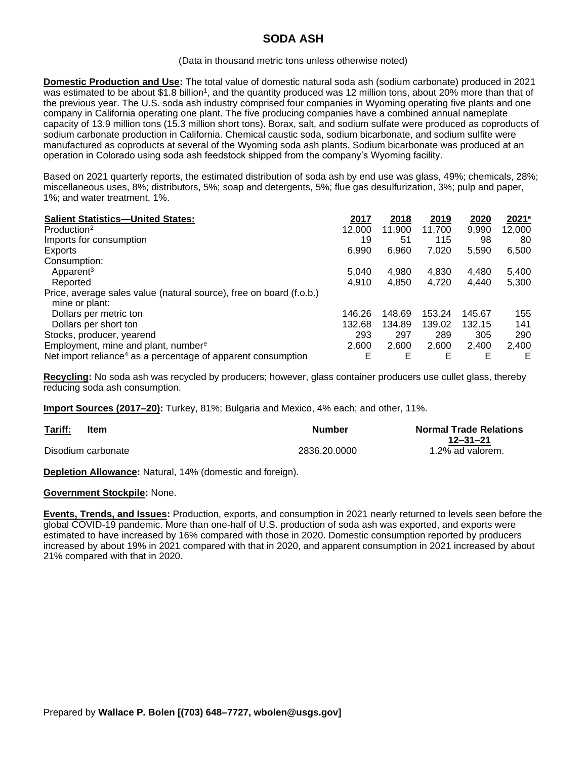# SODA ASH

(Data in thousand metric tons unless otherwise noted)

**Domestic Production and Use:** The total value of domestic natural soda ash (sodium carbonate) produced in 2021 was estimated to be about $1.8 billion[1], and the quantity produced was 12 million tons, about 20% more than that of the previous year. The U.S. soda ash industry comprised four companies in Wyoming operating five plants and one company in California operating one plant. The five producing companies have a combined annual nameplate capacity of 13.9 million tons (15.3 million short tons). Borax, salt, and sodium sulfate were produced as coproducts of sodium carbonate production in California. Chemical caustic soda, sodium bicarbonate, and sodium sulfite were manufactured as coproducts at several of the Wyoming soda ash plants. Sodium bicarbonate was produced at an operation in Colorado using soda ash feedstock shipped from the company's Wyoming facility.

Based on 2021 quarterly reports, the estimated distribution of soda ash by end use was glass, 49%; chemicals, 28%; miscellaneous uses, 8%; distributors, 5%; soap and detergents, 5%; flue gas desulfurization, 3%; pulp and paper, 1%; and water treatment, 1%.

| Salient Statistics—United States: | 2017 | 2018 | 2019 | 2020 | 2021[e] |
|---|---|---|---|---|---|
| Production[2] | 12,000 | 11,900 | 11,700 | 9,990 | 12,000 |
| Imports for consumption | 19 | 51 | 115 | 98 | 80 |
| Exports | 6,990 | 6,960 | 7,020 | 5,590 | 6,500 |
| Consumption: | | | | | |
| Apparent[3] | 5,040 | 4,980 | 4,830 | 4,480 | 5,400 |
| Reported | 4,910 | 4,850 | 4,720 | 4,440 | 5,300 |
| Price, average sales value (natural source), free on board (f.o.b.) mine or plant: | | | | | |
| Dollars per metric ton | 146.26 | 148.69 | 153.24 | 145.67 | 155 |
| Dollars per short ton | 132.68 | 134.89 | 139.02 | 132.15 | 141 |
| Stocks, producer, yearend | 293 | 297 | 289 | 305 | 290 |
| Employment, mine and plant, number[e] | 2,600 | 2,600 | 2,600 | 2,400 | 2,400 |
| Net import reliance[4] as a percentage of apparent consumption | E | E | E | E | E |

**Recycling:** No soda ash was recycled by producers; however, glass container producers use cullet glass, thereby reducing soda ash consumption.

**Import Sources (2017–20):** Turkey, 81%; Bulgaria and Mexico, 4% each; and other, 11%.

| Tariff: Item | Number | Normal Trade Relations 12–31–21 |
|---|---|---|
| Disodium carbonate | 2836.20.0000 | 1.2% ad valorem. |

**Depletion Allowance:** Natural, 14% (domestic and foreign).

**Government Stockpile:** None.

**Events, Trends, and Issues:** Production, exports, and consumption in 2021 nearly returned to levels seen before the global COVID-19 pandemic. More than one-half of U.S. production of soda ash was exported, and exports were estimated to have increased by 16% compared with those in 2020. Domestic consumption reported by producers increased by about 19% in 2021 compared with that in 2020, and apparent consumption in 2021 increased by about 21% compared with that in 2020.

Prepared by **Wallace P. Bolen [(703) 648–7727, wbolen@usgs.gov]**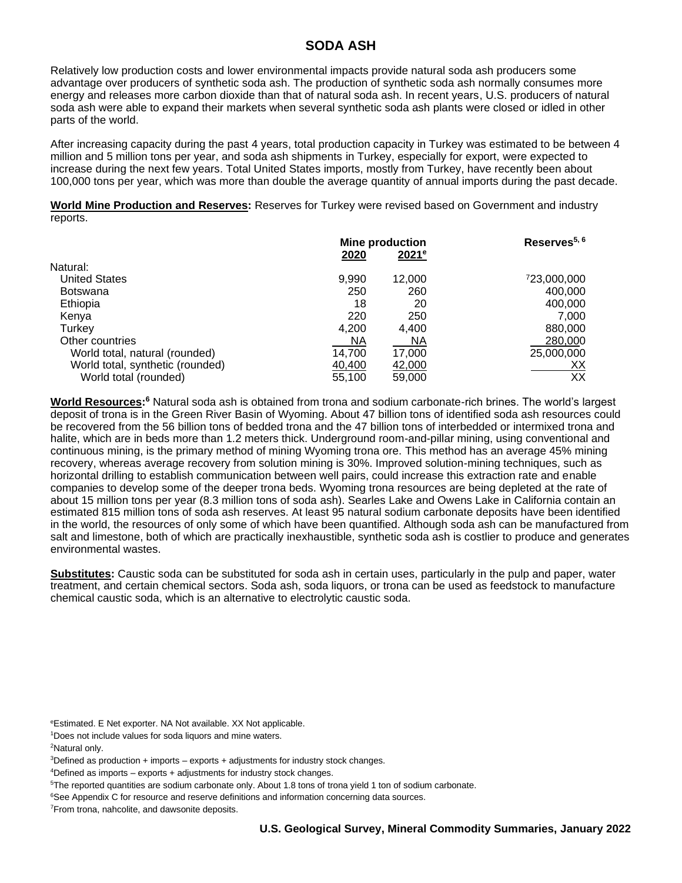# SODA ASH

Relatively low production costs and lower environmental impacts provide natural soda ash producers some advantage over producers of synthetic soda ash. The production of synthetic soda ash normally consumes more energy and releases more carbon dioxide than that of natural soda ash. In recent years, U.S. producers of natural soda ash were able to expand their markets when several synthetic soda ash plants were closed or idled in other parts of the world.

After increasing capacity during the past 4 years, total production capacity in Turkey was estimated to be between 4 million and 5 million tons per year, and soda ash shipments in Turkey, especially for export, were expected to increase during the next few years. Total United States imports, mostly from Turkey, have recently been about 100,000 tons per year, which was more than double the average quantity of annual imports during the past decade.

**World Mine Production and Reserves:** Reserves for Turkey were revised based on Government and industry reports.

| | Mine production | | Reserves[5, 6] |
|---|---|---|---|
| | 2020 | 2021[e] | |
| Natural: | | | |
| United States | 9,990 | 12,000 | [7]23,000,000 |
| Botswana | 250 | 260 | 400,000 |
| Ethiopia | 18 | 20 | 400,000 |
| Kenya | 220 | 250 | 7,000 |
| Turkey | 4,200 | 4,400 | 880,000 |
| Other countries | NA | NA | 280,000 |
| World total, natural (rounded) | 14,700 | 17,000 | 25,000,000 |
| World total, synthetic (rounded) | 40,400 | 42,000 | XX |
| World total (rounded) | 55,100 | 59,000 | XX |

**World Resources:**[6] Natural soda ash is obtained from trona and sodium carbonate-rich brines. The world's largest deposit of trona is in the Green River Basin of Wyoming. About 47 billion tons of identified soda ash resources could be recovered from the 56 billion tons of bedded trona and the 47 billion tons of interbedded or intermixed trona and halite, which are in beds more than 1.2 meters thick. Underground room-and-pillar mining, using conventional and continuous mining, is the primary method of mining Wyoming trona ore. This method has an average 45% mining recovery, whereas average recovery from solution mining is 30%. Improved solution-mining techniques, such as horizontal drilling to establish communication between well pairs, could increase this extraction rate and enable companies to develop some of the deeper trona beds. Wyoming trona resources are being depleted at the rate of about 15 million tons per year (8.3 million tons of soda ash). Searles Lake and Owens Lake in California contain an estimated 815 million tons of soda ash reserves. At least 95 natural sodium carbonate deposits have been identified in the world, the resources of only some of which have been quantified. Although soda ash can be manufactured from salt and limestone, both of which are practically inexhaustible, synthetic soda ash is costlier to produce and generates environmental wastes.

**Substitutes:** Caustic soda can be substituted for soda ash in certain uses, particularly in the pulp and paper, water treatment, and certain chemical sectors. Soda ash, soda liquors, or trona can be used as feedstock to manufacture chemical caustic soda, which is an alternative to electrolytic caustic soda.

[e]Estimated. E Net exporter. NA Not available. XX Not applicable.
[1]Does not include values for soda liquors and mine waters.
[2]Natural only.
[3]Defined as production + imports – exports + adjustments for industry stock changes.
[4]Defined as imports – exports + adjustments for industry stock changes.
[5]The reported quantities are sodium carbonate only. About 1.8 tons of trona yield 1 ton of sodium carbonate.
[6]See Appendix C for resource and reserve definitions and information concerning data sources.
[7]From trona, nahcolite, and dawsonite deposits.